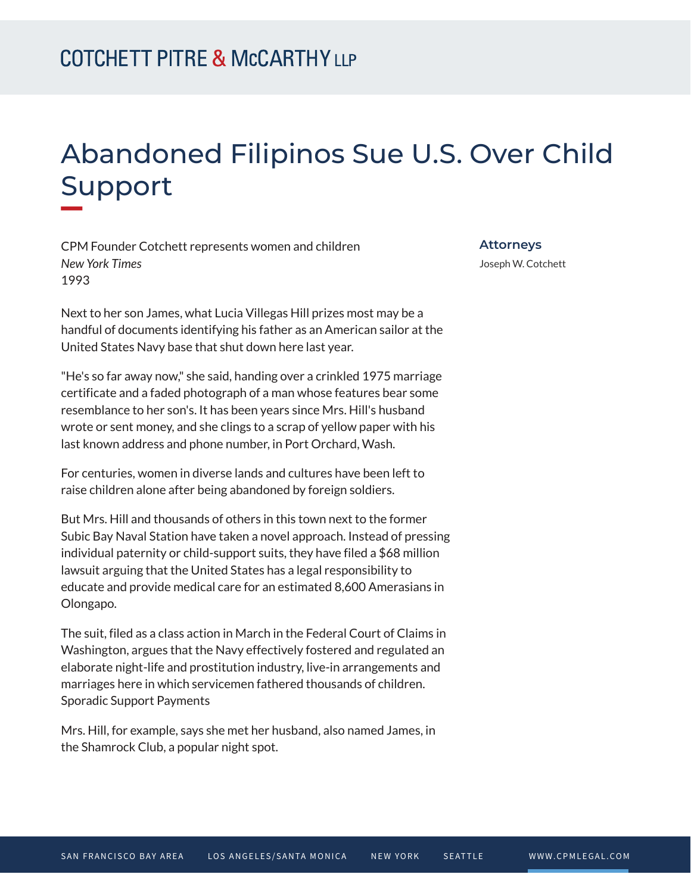# Abandoned Filipinos Sue U.S. Over Child Support

CPM Founder Cotchett represents women and children
*New York Times*
1993

**Attorneys**

Joseph W. Cotchett

Next to her son James, what Lucia Villegas Hill prizes most may be a handful of documents identifying his father as an American sailor at the United States Navy base that shut down here last year.

"He's so far away now," she said, handing over a crinkled 1975 marriage certificate and a faded photograph of a man whose features bear some resemblance to her son's. It has been years since Mrs. Hill's husband wrote or sent money, and she clings to a scrap of yellow paper with his last known address and phone number, in Port Orchard, Wash.

For centuries, women in diverse lands and cultures have been left to raise children alone after being abandoned by foreign soldiers.

But Mrs. Hill and thousands of others in this town next to the former Subic Bay Naval Station have taken a novel approach. Instead of pressing individual paternity or child-support suits, they have filed a $68 million lawsuit arguing that the United States has a legal responsibility to educate and provide medical care for an estimated 8,600 Amerasians in Olongapo.

The suit, filed as a class action in March in the Federal Court of Claims in Washington, argues that the Navy effectively fostered and regulated an elaborate night-life and prostitution industry, live-in arrangements and marriages here in which servicemen fathered thousands of children.
Sporadic Support Payments

Mrs. Hill, for example, says she met her husband, also named James, in the Shamrock Club, a popular night spot.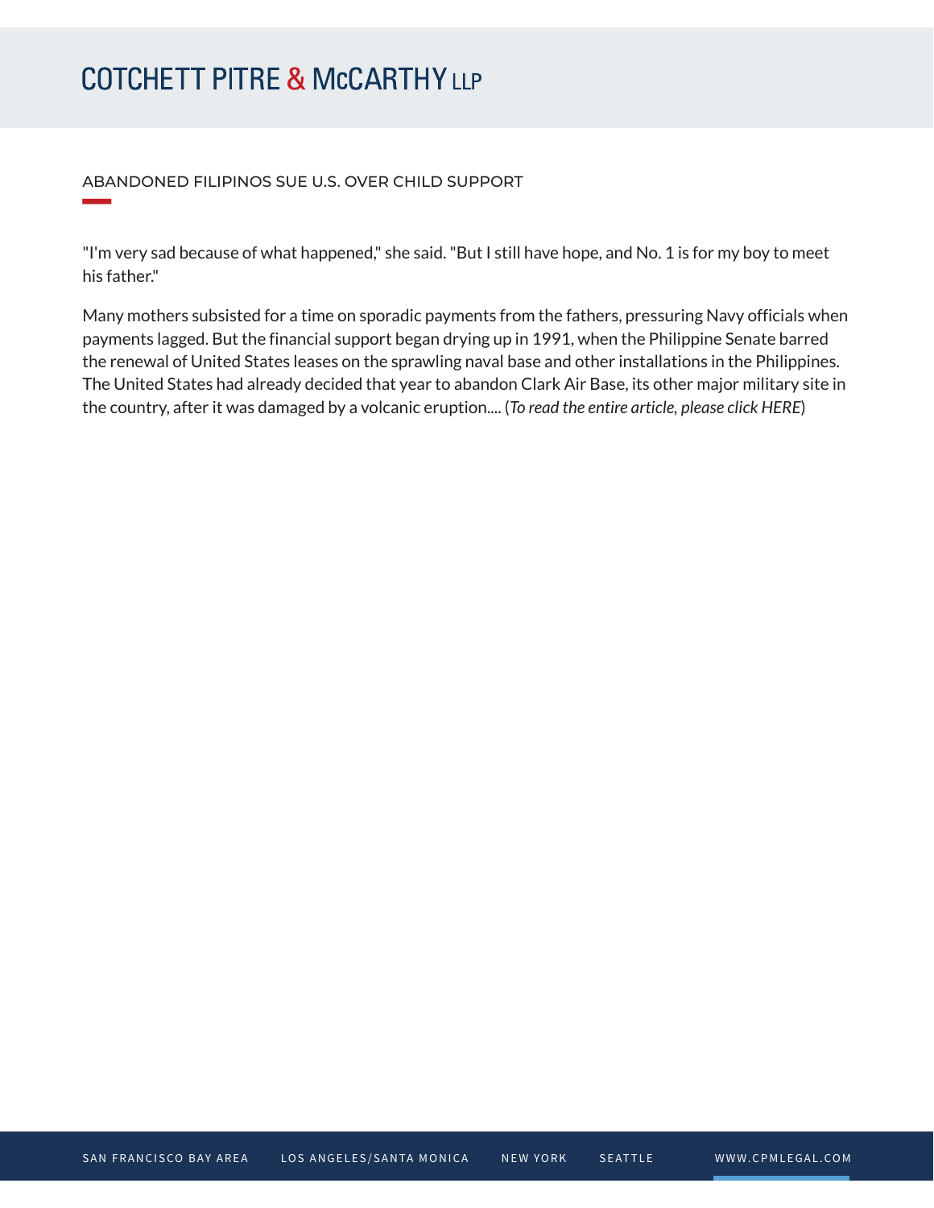ABANDONED FILIPINOS SUE U.S. OVER CHILD SUPPORT

"I'm very sad because of what happened," she said. "But I still have hope, and No. 1 is for my boy to meet his father."

Many mothers subsisted for a time on sporadic payments from the fathers, pressuring Navy officials when payments lagged. But the financial support began drying up in 1991, when the Philippine Senate barred the renewal of United States leases on the sprawling naval base and other installations in the Philippines. The United States had already decided that year to abandon Clark Air Base, its other major military site in the country, after it was damaged by a volcanic eruption.... (*To read the entire article, please click HERE*)